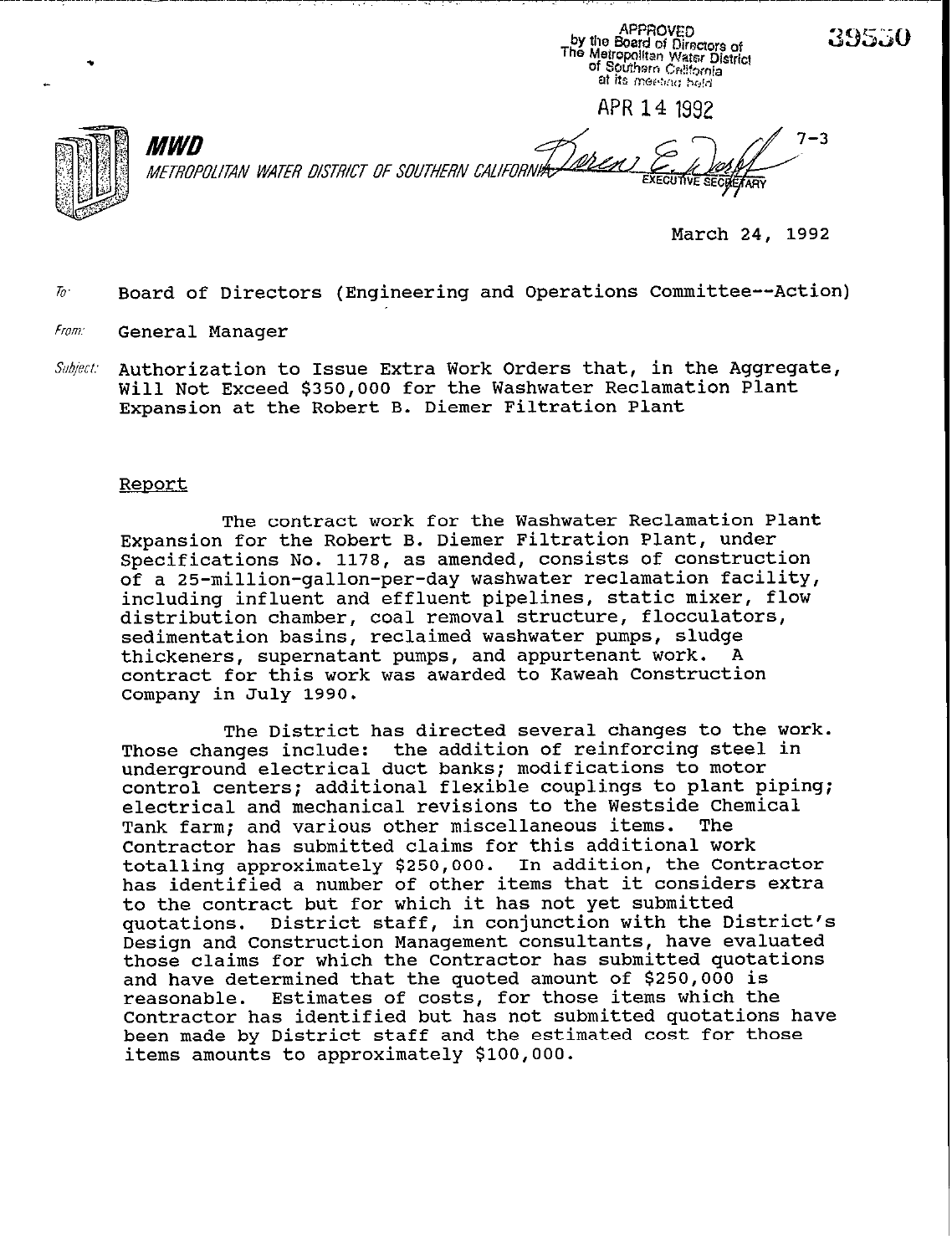APPROVED
by the Board of Directors of
The Metropolitan Water District
of Southern California
at its meeting held

APR 14 1992

EXECUTIVE SECRETARY

39530

7-3

**MWD**
*METROPOLITAN WATER DISTRICT OF SOUTHERN CALIFORNIA*

March 24, 1992

*To:* Board of Directors (Engineering and Operations Committee--Action)

*From:* General Manager

*Subject:* Authorization to Issue Extra Work Orders that, in the Aggregate, Will Not Exceed $350,000 for the Washwater Reclamation Plant Expansion at the Robert B. Diemer Filtration Plant

## Report

The contract work for the Washwater Reclamation Plant Expansion for the Robert B. Diemer Filtration Plant, under Specifications No. 1178, as amended, consists of construction of a 25-million-gallon-per-day washwater reclamation facility, including influent and effluent pipelines, static mixer, flow distribution chamber, coal removal structure, flocculators, sedimentation basins, reclaimed washwater pumps, sludge thickeners, supernatant pumps, and appurtenant work. A contract for this work was awarded to Kaweah Construction Company in July 1990.

The District has directed several changes to the work. Those changes include: the addition of reinforcing steel in underground electrical duct banks; modifications to motor control centers; additional flexible couplings to plant piping; electrical and mechanical revisions to the Westside Chemical Tank farm; and various other miscellaneous items. The Contractor has submitted claims for this additional work totalling approximately $250,000. In addition, the Contractor has identified a number of other items that it considers extra to the contract but for which it has not yet submitted quotations. District staff, in conjunction with the District's Design and Construction Management consultants, have evaluated those claims for which the Contractor has submitted quotations and have determined that the quoted amount of $250,000 is reasonable. Estimates of costs, for those items which the Contractor has identified but has not submitted quotations have been made by District staff and the estimated cost for those items amounts to approximately $100,000.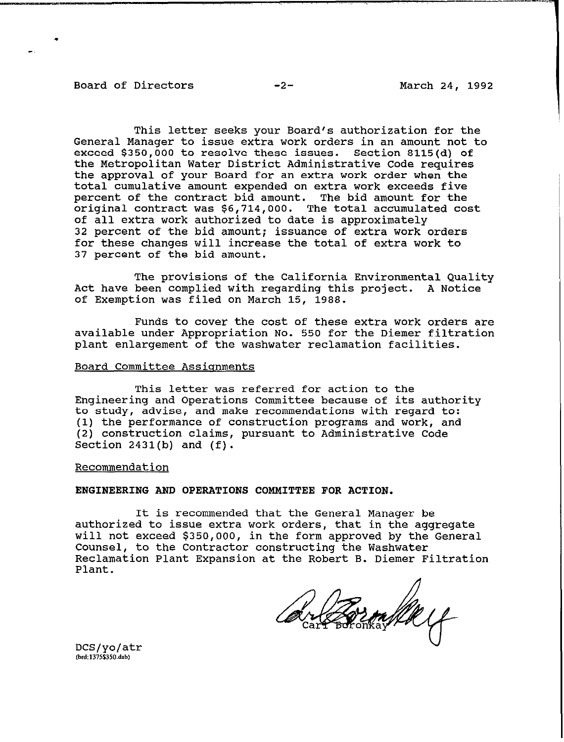This letter seeks your Board's authorization for the General Manager to issue extra work orders in an amount not to exceed $350,000 to resolve these issues. Section 8115(d) of the Metropolitan Water District Administrative Code requires the approval of your Board for an extra work order when the total cumulative amount expended on extra work exceeds five percent of the contract bid amount. The bid amount for the original contract was $6,714,000. The total accumulated cost of all extra work authorized to date is approximately 32 percent of the bid amount; issuance of extra work orders for these changes will increase the total of extra work to 37 percent of the bid amount.

The provisions of the California Environmental Quality Act have been complied with regarding this project. A Notice of Exemption was filed on March 15, 1988.

Funds to cover the cost of these extra work orders are available under Appropriation No. 550 for the Diemer filtration plant enlargement of the washwater reclamation facilities.

## Board Committee Assignments

This letter was referred for action to the Engineering and Operations Committee because of its authority to study, advise, and make recommendations with regard to: (1) the performance of construction programs and work, and (2) construction claims, pursuant to Administrative Code Section 2431(b) and (f).

## Recommendation

**ENGINEERING AND OPERATIONS COMMITTEE FOR ACTION.**

It is recommended that the General Manager be authorized to issue extra work orders, that in the aggregate will not exceed $350,000, in the form approved by the General Counsel, to the Contractor constructing the Washwater Reclamation Plant Expansion at the Robert B. Diemer Filtration Plant.

Carl Boronkay

DCS/yo/atr
(brd:1375$350.dab)